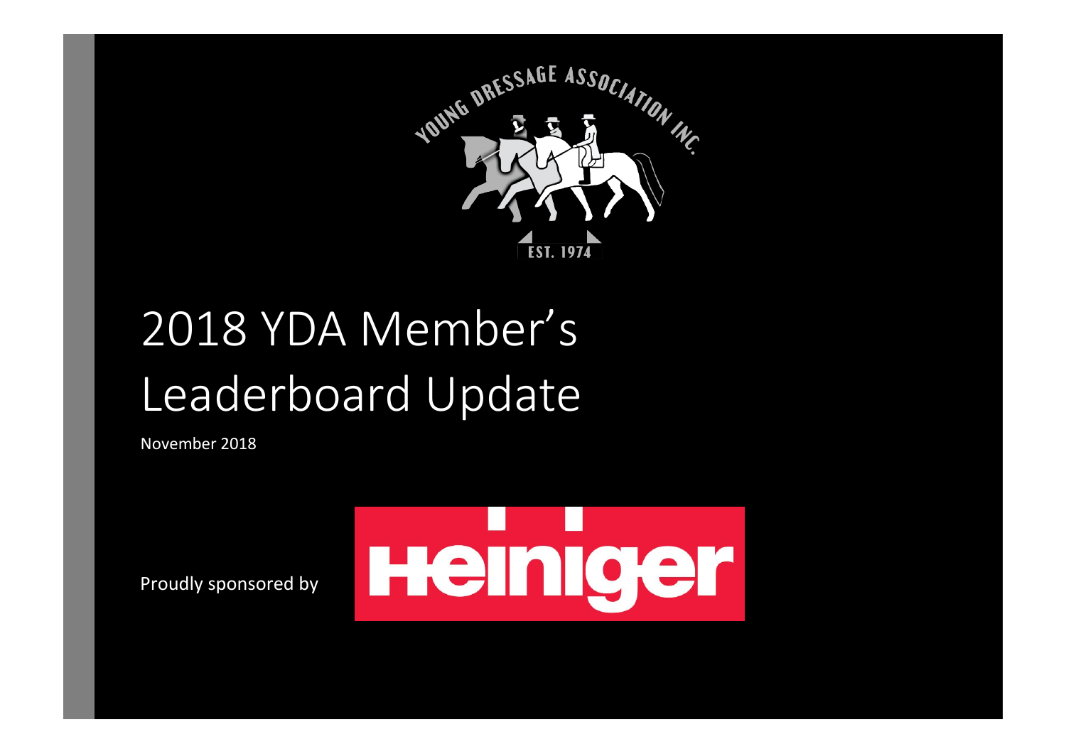# 2018 YDA Member's Leaderboard Update

November 2018

Proudly sponsored by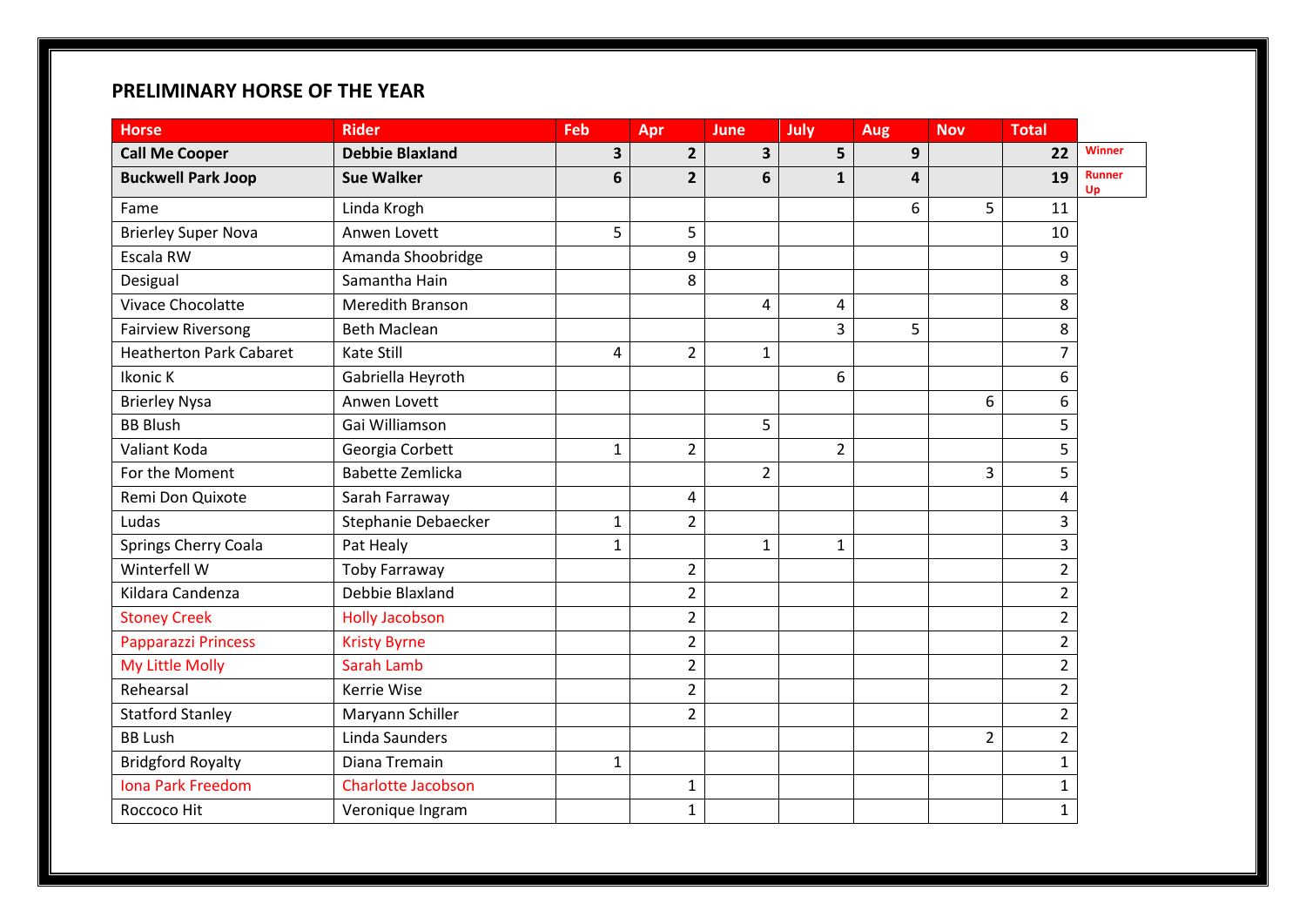# PRELIMINARY HORSE OF THE YEAR

| Horse | Rider | Feb | Apr | June | July | Aug | Nov | Total | |
|---|---|---|---|---|---|---|---|---|---|
| **Call Me Cooper** | **Debbie Blaxland** | **3** | **2** | **3** | **5** | **9** | | **22** | Winner |
| **Buckwell Park Joop** | **Sue Walker** | **6** | **2** | **6** | **1** | **4** | | **19** | Runner Up |
| Fame | Linda Krogh | | | | | 6 | 5 | 11 | |
| Brierley Super Nova | Anwen Lovett | 5 | 5 | | | | | 10 | |
| Escala RW | Amanda Shoobridge | | 9 | | | | | 9 | |
| Desigual | Samantha Hain | | 8 | | | | | 8 | |
| Vivace Chocolatte | Meredith Branson | | | 4 | 4 | | | 8 | |
| Fairview Riversong | Beth Maclean | | | | 3 | 5 | | 8 | |
| Heatherton Park Cabaret | Kate Still | 4 | 2 | 1 | | | | 7 | |
| Ikonic K | Gabriella Heyroth | | | | 6 | | | 6 | |
| Brierley Nysa | Anwen Lovett | | | | | | 6 | 6 | |
| BB Blush | Gai Williamson | | | 5 | | | | 5 | |
| Valiant Koda | Georgia Corbett | 1 | 2 | | 2 | | | 5 | |
| For the Moment | Babette Zemlicka | | | 2 | | | 3 | 5 | |
| Remi Don Quixote | Sarah Farraway | | 4 | | | | | 4 | |
| Ludas | Stephanie Debaecker | 1 | 2 | | | | | 3 | |
| Springs Cherry Coala | Pat Healy | 1 | | 1 | 1 | | | 3 | |
| Winterfell W | Toby Farraway | | 2 | | | | | 2 | |
| Kildara Candenza | Debbie Blaxland | | 2 | | | | | 2 | |
| Stoney Creek | Holly Jacobson | | 2 | | | | | 2 | |
| Papparazzi Princess | Kristy Byrne | | 2 | | | | | 2 | |
| My Little Molly | Sarah Lamb | | 2 | | | | | 2 | |
| Rehearsal | Kerrie Wise | | 2 | | | | | 2 | |
| Statford Stanley | Maryann Schiller | | 2 | | | | | 2 | |
| BB Lush | Linda Saunders | | | | | | 2 | 2 | |
| Bridgford Royalty | Diana Tremain | 1 | | | | | | 1 | |
| Iona Park Freedom | Charlotte Jacobson | | 1 | | | | | 1 | |
| Roccoco Hit | Veronique Ingram | | 1 | | | | | 1 | |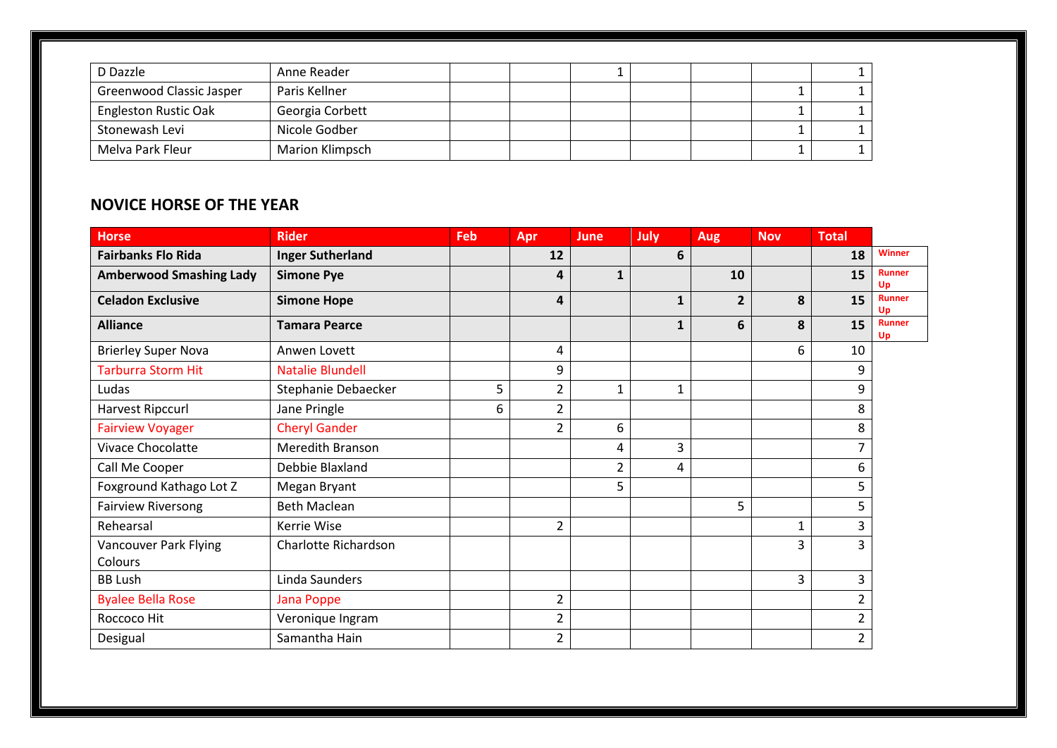| | | | | | | | | |
|---|---|---|---|---|---|---|---|---|
| D Dazzle | Anne Reader | | | 1 | | | | 1 |
| Greenwood Classic Jasper | Paris Kellner | | | | | | 1 | 1 |
| Engleston Rustic Oak | Georgia Corbett | | | | | | 1 | 1 |
| Stonewash Levi | Nicole Godber | | | | | | 1 | 1 |
| Melva Park Fleur | Marion Klimpsch | | | | | | 1 | 1 |

## NOVICE HORSE OF THE YEAR

| Horse | Rider | Feb | Apr | June | July | Aug | Nov | Total | |
|---|---|---|---|---|---|---|---|---|---|
| **Fairbanks Flo Rida** | **Inger Sutherland** | | **12** | | **6** | | | **18** | Winner |
| **Amberwood Smashing Lady** | **Simone Pye** | | **4** | **1** | | **10** | | **15** | Runner Up |
| **Celadon Exclusive** | **Simone Hope** | | **4** | | **1** | **2** | **8** | **15** | Runner Up |
| **Alliance** | **Tamara Pearce** | | | | **1** | **6** | **8** | **15** | Runner Up |
| Brierley Super Nova | Anwen Lovett | | 4 | | | | 6 | 10 | |
| Tarburra Storm Hit | Natalie Blundell | | 9 | | | | | 9 | |
| Ludas | Stephanie Debaecker | 5 | 2 | 1 | 1 | | | 9 | |
| Harvest Ripccurl | Jane Pringle | 6 | 2 | | | | | 8 | |
| Fairview Voyager | Cheryl Gander | | 2 | 6 | | | | 8 | |
| Vivace Chocolatte | Meredith Branson | | | 4 | 3 | | | 7 | |
| Call Me Cooper | Debbie Blaxland | | | 2 | 4 | | | 6 | |
| Foxground Kathago Lot Z | Megan Bryant | | | 5 | | | | 5 | |
| Fairview Riversong | Beth Maclean | | | | | 5 | | 5 | |
| Rehearsal | Kerrie Wise | | 2 | | | | 1 | 3 | |
| Vancouver Park Flying Colours | Charlotte Richardson | | | | | | 3 | 3 | |
| BB Lush | Linda Saunders | | | | | | 3 | 3 | |
| Byalee Bella Rose | Jana Poppe | | 2 | | | | | 2 | |
| Roccoco Hit | Veronique Ingram | | 2 | | | | | 2 | |
| Desigual | Samantha Hain | | 2 | | | | | 2 | |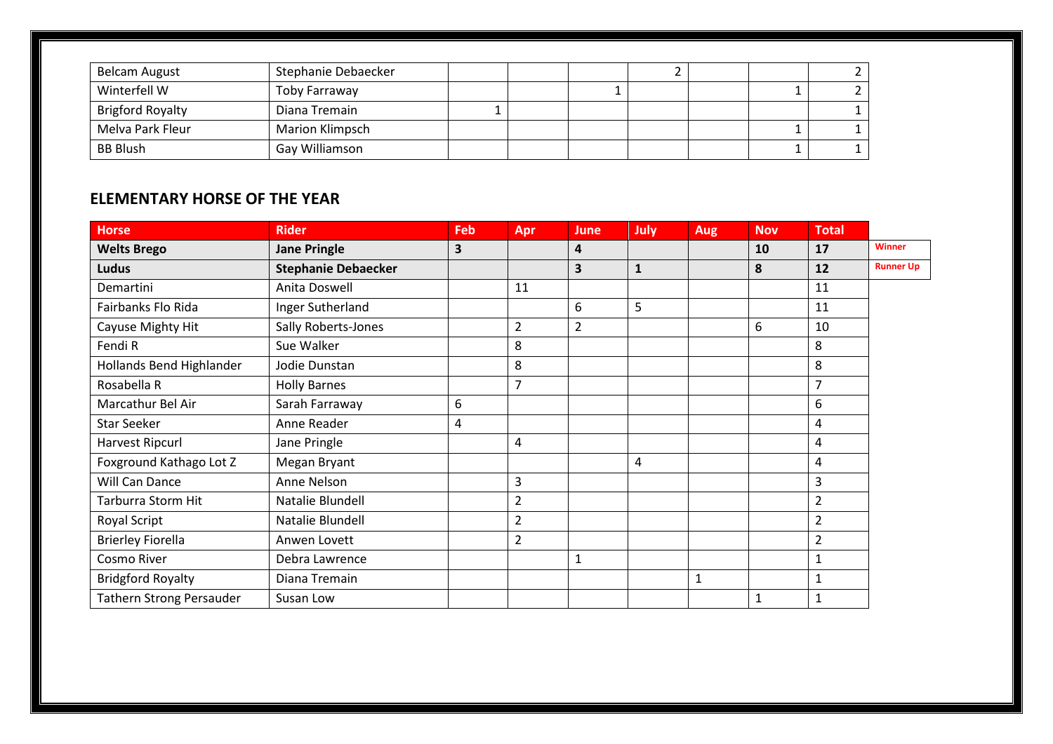| | | | | | | | | |
|---|---|---|---|---|---|---|---|---|
| Belcam August | Stephanie Debaecker | | | | 2 | | | 2 |
| Winterfell W | Toby Farraway | | | 1 | | | 1 | 2 |
| Brigford Royalty | Diana Tremain | 1 | | | | | | 1 |
| Melva Park Fleur | Marion Klimpsch | | | | | | 1 | 1 |
| BB Blush | Gay Williamson | | | | | | 1 | 1 |

## ELEMENTARY HORSE OF THE YEAR

| Horse | Rider | Feb | Apr | June | July | Aug | Nov | Total | |
|---|---|---|---|---|---|---|---|---|---|
| **Welts Brego** | **Jane Pringle** | **3** | | **4** | | | **10** | **17** | **Winner** |
| **Ludus** | **Stephanie Debaecker** | | | **3** | **1** | | **8** | **12** | **Runner Up** |
| Demartini | Anita Doswell | | 11 | | | | | 11 | |
| Fairbanks Flo Rida | Inger Sutherland | | | 6 | 5 | | | 11 | |
| Cayuse Mighty Hit | Sally Roberts-Jones | | 2 | 2 | | | 6 | 10 | |
| Fendi R | Sue Walker | | 8 | | | | | 8 | |
| Hollands Bend Highlander | Jodie Dunstan | | 8 | | | | | 8 | |
| Rosabella R | Holly Barnes | | 7 | | | | | 7 | |
| Marcathur Bel Air | Sarah Farraway | 6 | | | | | | 6 | |
| Star Seeker | Anne Reader | 4 | | | | | | 4 | |
| Harvest Ripcurl | Jane Pringle | | 4 | | | | | 4 | |
| Foxground Kathago Lot Z | Megan Bryant | | | | 4 | | | 4 | |
| Will Can Dance | Anne Nelson | | 3 | | | | | 3 | |
| Tarburra Storm Hit | Natalie Blundell | | 2 | | | | | 2 | |
| Royal Script | Natalie Blundell | | 2 | | | | | 2 | |
| Brierley Fiorella | Anwen Lovett | | 2 | | | | | 2 | |
| Cosmo River | Debra Lawrence | | | 1 | | | | 1 | |
| Bridgford Royalty | Diana Tremain | | | | | 1 | | 1 | |
| Tathern Strong Persauder | Susan Low | | | | | | 1 | 1 | |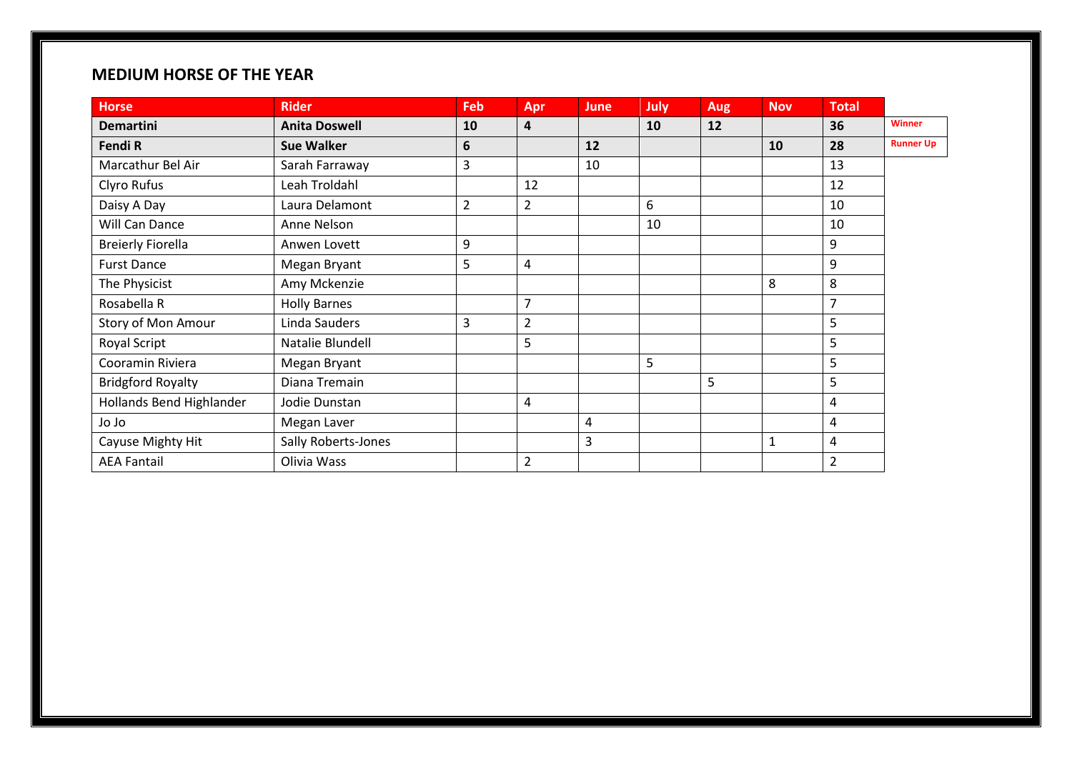## MEDIUM HORSE OF THE YEAR

| Horse | Rider | Feb | Apr | June | July | Aug | Nov | Total | |
|---|---|---|---|---|---|---|---|---|---|
| **Demartini** | **Anita Doswell** | **10** | **4** | | **10** | **12** | | **36** | **Winner** |
| **Fendi R** | **Sue Walker** | **6** | | **12** | | | **10** | **28** | **Runner Up** |
| Marcathur Bel Air | Sarah Farraway | 3 | | 10 | | | | 13 | |
| Clyro Rufus | Leah Troldahl | | 12 | | | | | 12 | |
| Daisy A Day | Laura Delamont | 2 | 2 | | 6 | | | 10 | |
| Will Can Dance | Anne Nelson | | | | 10 | | | 10 | |
| Breierly Fiorella | Anwen Lovett | 9 | | | | | | 9 | |
| Furst Dance | Megan Bryant | 5 | 4 | | | | | 9 | |
| The Physicist | Amy Mckenzie | | | | | | 8 | 8 | |
| Rosabella R | Holly Barnes | | 7 | | | | | 7 | |
| Story of Mon Amour | Linda Sauders | 3 | 2 | | | | | 5 | |
| Royal Script | Natalie Blundell | | 5 | | | | | 5 | |
| Cooramin Riviera | Megan Bryant | | | | 5 | | | 5 | |
| Bridgford Royalty | Diana Tremain | | | | | 5 | | 5 | |
| Hollands Bend Highlander | Jodie Dunstan | | 4 | | | | | 4 | |
| Jo Jo | Megan Laver | | | 4 | | | | 4 | |
| Cayuse Mighty Hit | Sally Roberts-Jones | | | 3 | | | 1 | 4 | |
| AEA Fantail | Olivia Wass | | 2 | | | | | 2 | |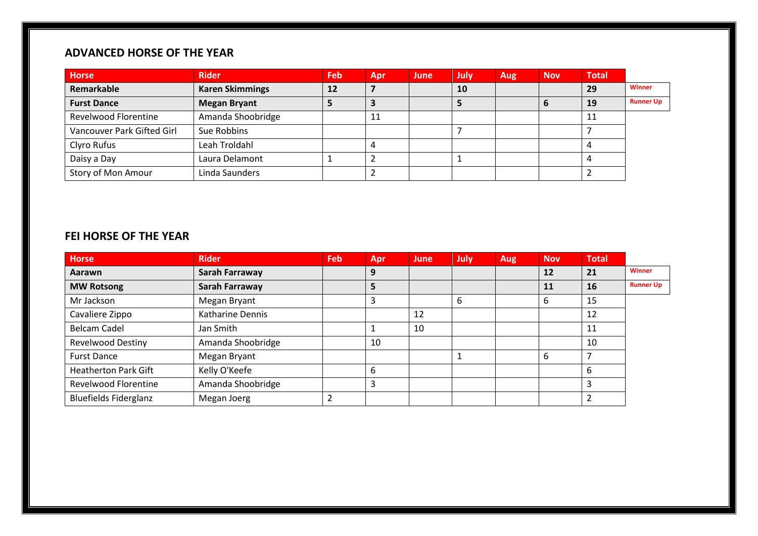## ADVANCED HORSE OF THE YEAR

| Horse | Rider | Feb | Apr | June | July | Aug | Nov | Total | |
|---|---|---|---|---|---|---|---|---|---|
| **Remarkable** | **Karen Skimmings** | **12** | **7** | | **10** | | | **29** | Winner |
| **Furst Dance** | **Megan Bryant** | **5** | **3** | | **5** | | **6** | **19** | Runner Up |
| Revelwood Florentine | Amanda Shoobridge | | 11 | | | | | 11 | |
| Vancouver Park Gifted Girl | Sue Robbins | | | | 7 | | | 7 | |
| Clyro Rufus | Leah Troldahl | | 4 | | | | | 4 | |
| Daisy a Day | Laura Delamont | 1 | 2 | | 1 | | | 4 | |
| Story of Mon Amour | Linda Saunders | | 2 | | | | | 2 | |

## FEI HORSE OF THE YEAR

| Horse | Rider | Feb | Apr | June | July | Aug | Nov | Total | |
|---|---|---|---|---|---|---|---|---|---|
| **Aarawn** | **Sarah Farraway** | | **9** | | | | **12** | **21** | Winner |
| **MW Rotsong** | **Sarah Farraway** | | **5** | | | | **11** | **16** | Runner Up |
| Mr Jackson | Megan Bryant | | 3 | | 6 | | 6 | 15 | |
| Cavaliere Zippo | Katharine Dennis | | | 12 | | | | 12 | |
| Belcam Cadel | Jan Smith | | 1 | 10 | | | | 11 | |
| Revelwood Destiny | Amanda Shoobridge | | 10 | | | | | 10 | |
| Furst Dance | Megan Bryant | | | | 1 | | 6 | 7 | |
| Heatherton Park Gift | Kelly O'Keefe | | 6 | | | | | 6 | |
| Revelwood Florentine | Amanda Shoobridge | | 3 | | | | | 3 | |
| Bluefields Fiderglanz | Megan Joerg | 2 | | | | | | 2 | |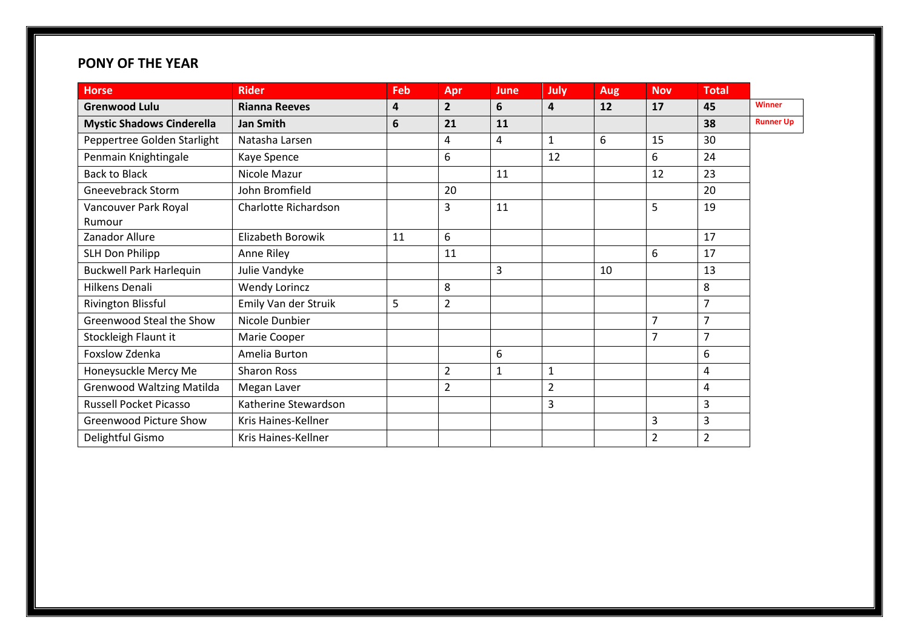## PONY OF THE YEAR

| Horse | Rider | Feb | Apr | June | July | Aug | Nov | Total | |
|---|---|---|---|---|---|---|---|---|---|
| **Grenwood Lulu** | **Rianna Reeves** | **4** | **2** | **6** | **4** | **12** | **17** | **45** | **Winner** |
| **Mystic Shadows Cinderella** | **Jan Smith** | **6** | **21** | **11** | | | | **38** | **Runner Up** |
| Peppertree Golden Starlight | Natasha Larsen | | 4 | 4 | 1 | 6 | 15 | 30 | |
| Penmain Knightingale | Kaye Spence | | 6 | | 12 | | 6 | 24 | |
| Back to Black | Nicole Mazur | | | 11 | | | 12 | 23 | |
| Gneevebrack Storm | John Bromfield | | 20 | | | | | 20 | |
| Vancouver Park Royal Rumour | Charlotte Richardson | | 3 | 11 | | | 5 | 19 | |
| Zanador Allure | Elizabeth Borowik | 11 | 6 | | | | | 17 | |
| SLH Don Philipp | Anne Riley | | 11 | | | | 6 | 17 | |
| Buckwell Park Harlequin | Julie Vandyke | | | 3 | | 10 | | 13 | |
| Hilkens Denali | Wendy Lorincz | | 8 | | | | | 8 | |
| Rivington Blissful | Emily Van der Struik | 5 | 2 | | | | | 7 | |
| Greenwood Steal the Show | Nicole Dunbier | | | | | | 7 | 7 | |
| Stockleigh Flaunt it | Marie Cooper | | | | | | 7 | 7 | |
| Foxslow Zdenka | Amelia Burton | | | 6 | | | | 6 | |
| Honeysuckle Mercy Me | Sharon Ross | | 2 | 1 | 1 | | | 4 | |
| Grenwood Waltzing Matilda | Megan Laver | | 2 | | 2 | | | 4 | |
| Russell Pocket Picasso | Katherine Stewardson | | | | 3 | | | 3 | |
| Greenwood Picture Show | Kris Haines-Kellner | | | | | | 3 | 3 | |
| Delightful Gismo | Kris Haines-Kellner | | | | | | 2 | 2 | |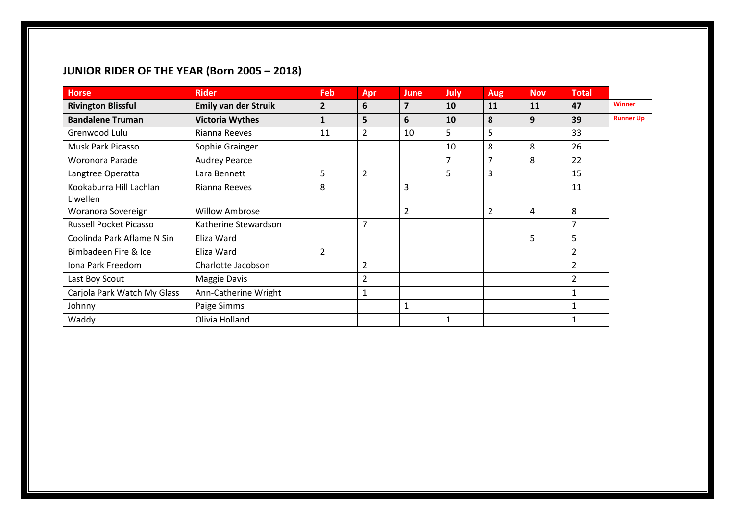## JUNIOR RIDER OF THE YEAR (Born 2005 – 2018)

| Horse | Rider | Feb | Apr | June | July | Aug | Nov | Total | |
|---|---|---|---|---|---|---|---|---|---|
| **Rivington Blissful** | **Emily van der Struik** | **2** | **6** | **7** | **10** | **11** | **11** | **47** | Winner |
| **Bandalene Truman** | **Victoria Wythes** | **1** | **5** | **6** | **10** | **8** | **9** | **39** | Runner Up |
| Grenwood Lulu | Rianna Reeves | 11 | 2 | 10 | 5 | 5 | | 33 | |
| Musk Park Picasso | Sophie Grainger | | | | 10 | 8 | 8 | 26 | |
| Woronora Parade | Audrey Pearce | | | | 7 | 7 | 8 | 22 | |
| Langtree Operatta | Lara Bennett | 5 | 2 | | 5 | 3 | | 15 | |
| Kookaburra Hill Lachlan Llwellen | Rianna Reeves | 8 | | 3 | | | | 11 | |
| Woranora Sovereign | Willow Ambrose | | | 2 | | 2 | 4 | 8 | |
| Russell Pocket Picasso | Katherine Stewardson | | 7 | | | | | 7 | |
| Coolinda Park Aflame N Sin | Eliza Ward | | | | | | 5 | 5 | |
| Bimbadeen Fire & Ice | Eliza Ward | 2 | | | | | | 2 | |
| Iona Park Freedom | Charlotte Jacobson | | 2 | | | | | 2 | |
| Last Boy Scout | Maggie Davis | | 2 | | | | | 2 | |
| Carjola Park Watch My Glass | Ann-Catherine Wright | | 1 | | | | | 1 | |
| Johnny | Paige Simms | | | 1 | | | | 1 | |
| Waddy | Olivia Holland | | | | 1 | | | 1 | |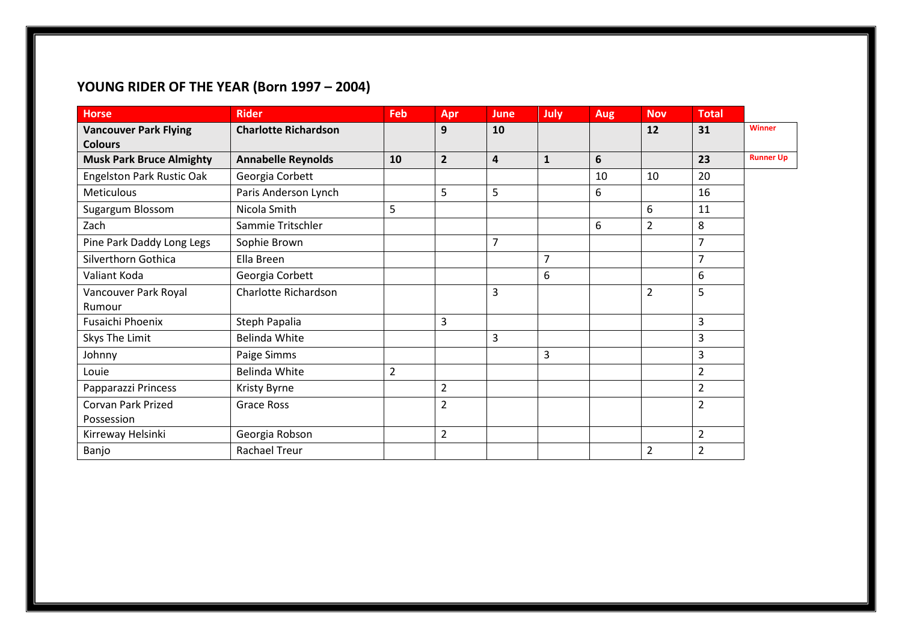## YOUNG RIDER OF THE YEAR (Born 1997 – 2004)

| Horse | Rider | Feb | Apr | June | July | Aug | Nov | Total | |
|---|---|---|---|---|---|---|---|---|---|
| **Vancouver Park Flying Colours** | **Charlotte Richardson** | | **9** | **10** | | | **12** | **31** | **Winner** |
| **Musk Park Bruce Almighty** | **Annabelle Reynolds** | **10** | **2** | **4** | **1** | **6** | | **23** | **Runner Up** |
| Engelston Park Rustic Oak | Georgia Corbett | | | | | 10 | 10 | 20 | |
| Meticulous | Paris Anderson Lynch | | 5 | 5 | | 6 | | 16 | |
| Sugargum Blossom | Nicola Smith | 5 | | | | | 6 | 11 | |
| Zach | Sammie Tritschler | | | | | 6 | 2 | 8 | |
| Pine Park Daddy Long Legs | Sophie Brown | | | 7 | | | | 7 | |
| Silverthorn Gothica | Ella Breen | | | | 7 | | | 7 | |
| Valiant Koda | Georgia Corbett | | | | 6 | | | 6 | |
| Vancouver Park Royal Rumour | Charlotte Richardson | | | 3 | | | 2 | 5 | |
| Fusaichi Phoenix | Steph Papalia | | 3 | | | | | 3 | |
| Skys The Limit | Belinda White | | | 3 | | | | 3 | |
| Johnny | Paige Simms | | | | 3 | | | 3 | |
| Louie | Belinda White | 2 | | | | | | 2 | |
| Papparazzi Princess | Kristy Byrne | | 2 | | | | | 2 | |
| Corvan Park Prized Possession | Grace Ross | | 2 | | | | | 2 | |
| Kirreway Helsinki | Georgia Robson | | 2 | | | | | 2 | |
| Banjo | Rachael Treur | | | | | | 2 | 2 | |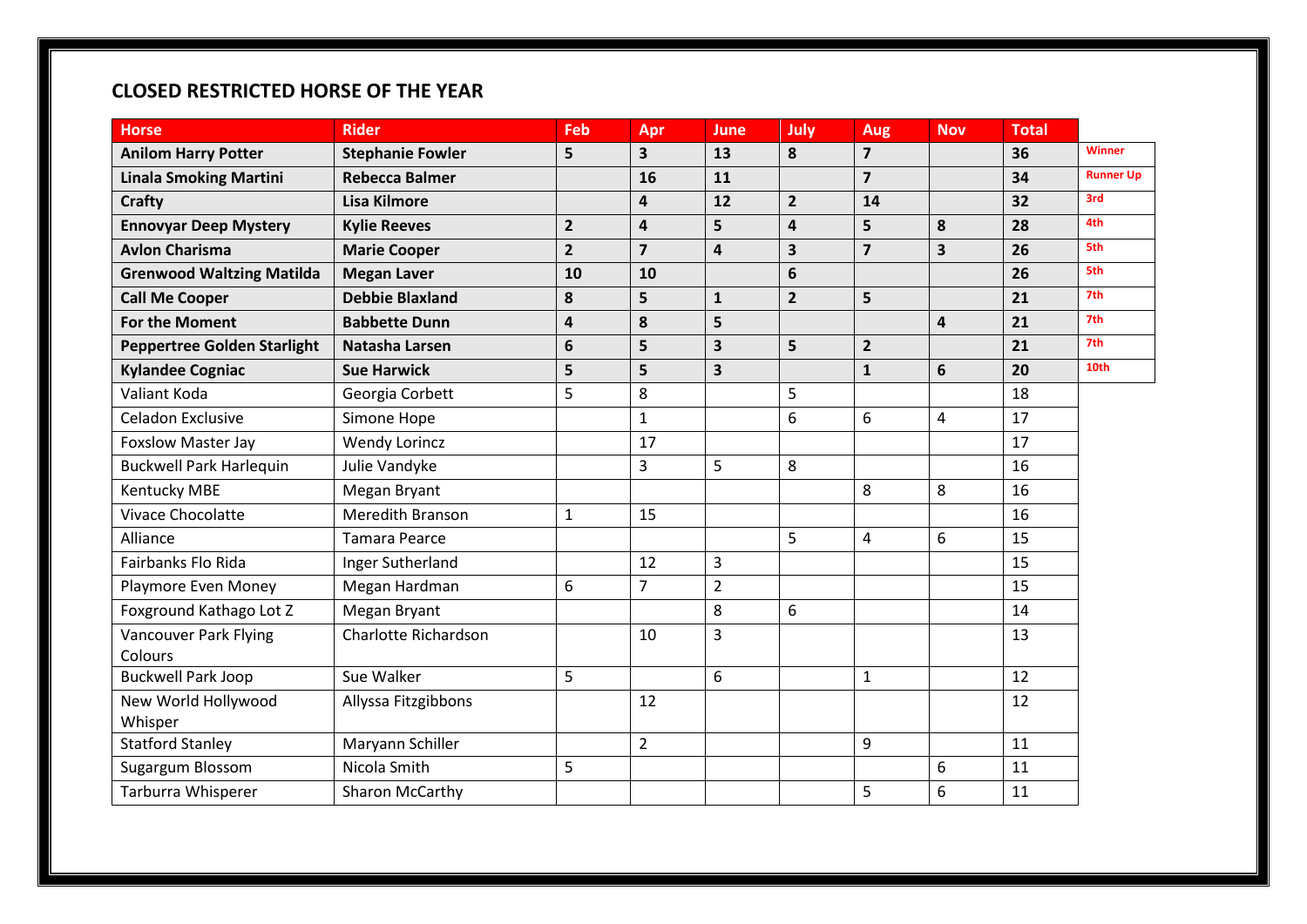## CLOSED RESTRICTED HORSE OF THE YEAR

| Horse | Rider | Feb | Apr | June | July | Aug | Nov | Total | |
|---|---|---|---|---|---|---|---|---|---|
| **Anilom Harry Potter** | **Stephanie Fowler** | **5** | **3** | **13** | **8** | **7** | | **36** | Winner |
| **Linala Smoking Martini** | **Rebecca Balmer** | | **16** | **11** | | **7** | | **34** | Runner Up |
| **Crafty** | **Lisa Kilmore** | | **4** | **12** | **2** | **14** | | **32** | 3rd |
| **Ennovyar Deep Mystery** | **Kylie Reeves** | **2** | **4** | **5** | **4** | **5** | **8** | **28** | 4th |
| **Avlon Charisma** | **Marie Cooper** | **2** | **7** | **4** | **3** | **7** | **3** | **26** | 5th |
| **Grenwood Waltzing Matilda** | **Megan Laver** | **10** | **10** | | **6** | | | **26** | 5th |
| **Call Me Cooper** | **Debbie Blaxland** | **8** | **5** | **1** | **2** | **5** | | **21** | 7th |
| **For the Moment** | **Babbette Dunn** | **4** | **8** | **5** | | | **4** | **21** | 7th |
| **Peppertree Golden Starlight** | **Natasha Larsen** | **6** | **5** | **3** | **5** | **2** | | **21** | 7th |
| **Kylandee Cognac** | **Sue Harwick** | **5** | **5** | **3** | | **1** | **6** | **20** | 10th |
| Valiant Koda | Georgia Corbett | 5 | 8 | | 5 | | | 18 | |
| Celadon Exclusive | Simone Hope | | 1 | | 6 | 6 | 4 | 17 | |
| Foxslow Master Jay | Wendy Lorincz | | 17 | | | | | 17 | |
| Buckwell Park Harlequin | Julie Vandyke | | 3 | 5 | 8 | | | 16 | |
| Kentucky MBE | Megan Bryant | | | | | 8 | 8 | 16 | |
| Vivace Chocolatte | Meredith Branson | 1 | 15 | | | | | 16 | |
| Alliance | Tamara Pearce | | | | 5 | 4 | 6 | 15 | |
| Fairbanks Flo Rida | Inger Sutherland | | 12 | 3 | | | | 15 | |
| Playmore Even Money | Megan Hardman | 6 | 7 | 2 | | | | 15 | |
| Foxground Kathago Lot Z | Megan Bryant | | | 8 | 6 | | | 14 | |
| Vancouver Park Flying Colours | Charlotte Richardson | | 10 | 3 | | | | 13 | |
| Buckwell Park Joop | Sue Walker | 5 | | 6 | | 1 | | 12 | |
| New World Hollywood Whisper | Allyssa Fitzgibbons | | 12 | | | | | 12 | |
| Statford Stanley | Maryann Schiller | | 2 | | | 9 | | 11 | |
| Sugargum Blossom | Nicola Smith | 5 | | | | | 6 | 11 | |
| Tarburra Whisperer | Sharon McCarthy | | | | | 5 | 6 | 11 | |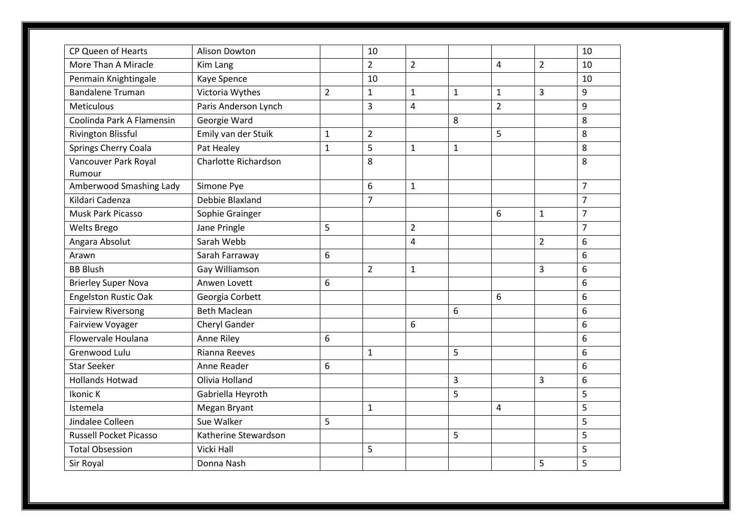| | | | | | | | | |
|---|---|---|---|---|---|---|---|---|
| CP Queen of Hearts | Alison Dowton | | 10 | | | | | 10 |
| More Than A Miracle | Kim Lang | | 2 | 2 | | 4 | 2 | 10 |
| Penmain Knightingale | Kaye Spence | | 10 | | | | | 10 |
| Bandalene Truman | Victoria Wythes | 2 | 1 | 1 | 1 | 1 | 3 | 9 |
| Meticulous | Paris Anderson Lynch | | 3 | 4 | | 2 | | 9 |
| Coolinda Park A Flamensin | Georgie Ward | | | | 8 | | | 8 |
| Rivington Blissful | Emily van der Stuik | 1 | 2 | | | 5 | | 8 |
| Springs Cherry Coala | Pat Healey | 1 | 5 | 1 | 1 | | | 8 |
| Vancouver Park Royal Rumour | Charlotte Richardson | | 8 | | | | | 8 |
| Amberwood Smashing Lady | Simone Pye | | 6 | 1 | | | | 7 |
| Kildari Cadenza | Debbie Blaxland | | 7 | | | | | 7 |
| Musk Park Picasso | Sophie Grainger | | | | | 6 | 1 | 7 |
| Welts Brego | Jane Pringle | 5 | | 2 | | | | 7 |
| Angara Absolut | Sarah Webb | | | 4 | | | 2 | 6 |
| Arawn | Sarah Farraway | 6 | | | | | | 6 |
| BB Blush | Gay Williamson | | 2 | 1 | | | 3 | 6 |
| Brierley Super Nova | Anwen Lovett | 6 | | | | | | 6 |
| Engelston Rustic Oak | Georgia Corbett | | | | | 6 | | 6 |
| Fairview Riversong | Beth Maclean | | | | 6 | | | 6 |
| Fairview Voyager | Cheryl Gander | | | 6 | | | | 6 |
| Flowervale Houlana | Anne Riley | 6 | | | | | | 6 |
| Grenwood Lulu | Rianna Reeves | | 1 | | 5 | | | 6 |
| Star Seeker | Anne Reader | 6 | | | | | | 6 |
| Hollands Hotwad | Olivia Holland | | | | 3 | | 3 | 6 |
| Ikonic K | Gabriella Heyroth | | | | 5 | | | 5 |
| Istemela | Megan Bryant | | 1 | | | 4 | | 5 |
| Jindalee Colleen | Sue Walker | 5 | | | | | | 5 |
| Russell Pocket Picasso | Katherine Stewardson | | | | 5 | | | 5 |
| Total Obsession | Vicki Hall | | 5 | | | | | 5 |
| Sir Royal | Donna Nash | | | | | | 5 | 5 |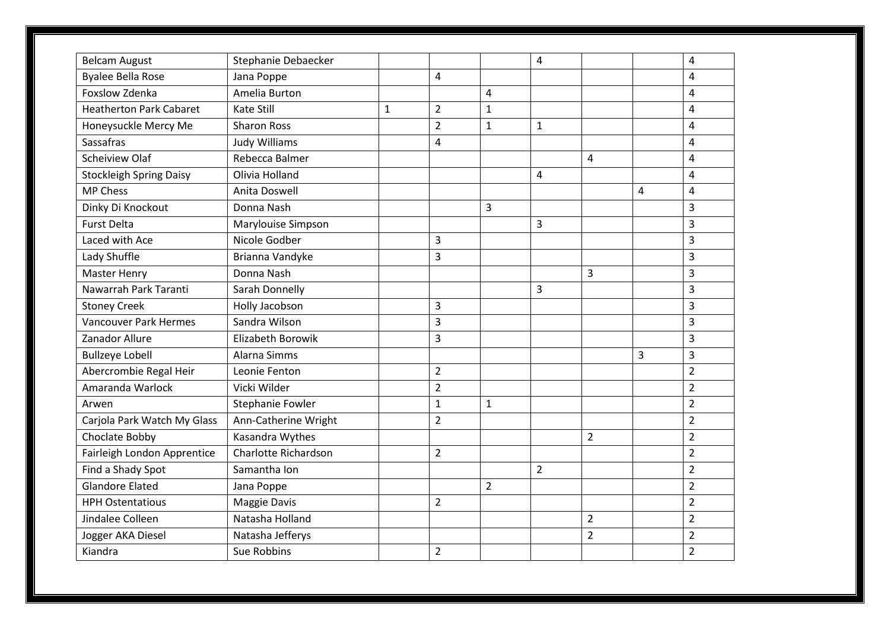| | | | | | | | | |
|---|---|---|---|---|---|---|---|---|
| Belcam August | Stephanie Debaecker | | | | 4 | | | 4 |
| Byalee Bella Rose | Jana Poppe | | 4 | | | | | 4 |
| Foxslow Zdenka | Amelia Burton | | | 4 | | | | 4 |
| Heatherton Park Cabaret | Kate Still | 1 | 2 | 1 | | | | 4 |
| Honeysuckle Mercy Me | Sharon Ross | | 2 | 1 | 1 | | | 4 |
| Sassafras | Judy Williams | | 4 | | | | | 4 |
| Scheiview Olaf | Rebecca Balmer | | | | | 4 | | 4 |
| Stockleigh Spring Daisy | Olivia Holland | | | | 4 | | | 4 |
| MP Chess | Anita Doswell | | | | | | 4 | 4 |
| Dinky Di Knockout | Donna Nash | | | 3 | | | | 3 |
| Furst Delta | Marylouise Simpson | | | | 3 | | | 3 |
| Laced with Ace | Nicole Godber | | 3 | | | | | 3 |
| Lady Shuffle | Brianna Vandyke | | 3 | | | | | 3 |
| Master Henry | Donna Nash | | | | | 3 | | 3 |
| Nawarrah Park Taranti | Sarah Donnelly | | | | 3 | | | 3 |
| Stoney Creek | Holly Jacobson | | 3 | | | | | 3 |
| Vancouver Park Hermes | Sandra Wilson | | 3 | | | | | 3 |
| Zanador Allure | Elizabeth Borowik | | 3 | | | | | 3 |
| Bullzeye Lobell | Alarna Simms | | | | | | 3 | 3 |
| Abercrombie Regal Heir | Leonie Fenton | | 2 | | | | | 2 |
| Amaranda Warlock | Vicki Wilder | | 2 | | | | | 2 |
| Arwen | Stephanie Fowler | | 1 | 1 | | | | 2 |
| Carjola Park Watch My Glass | Ann-Catherine Wright | | 2 | | | | | 2 |
| Choclate Bobby | Kasandra Wythes | | | | | 2 | | 2 |
| Fairleigh London Apprentice | Charlotte Richardson | | 2 | | | | | 2 |
| Find a Shady Spot | Samantha Ion | | | | 2 | | | 2 |
| Glandore Elated | Jana Poppe | | | 2 | | | | 2 |
| HPH Ostentatious | Maggie Davis | | 2 | | | | | 2 |
| Jindalee Colleen | Natasha Holland | | | | | 2 | | 2 |
| Jogger AKA Diesel | Natasha Jefferys | | | | | 2 | | 2 |
| Kiandra | Sue Robbins | | 2 | | | | | 2 |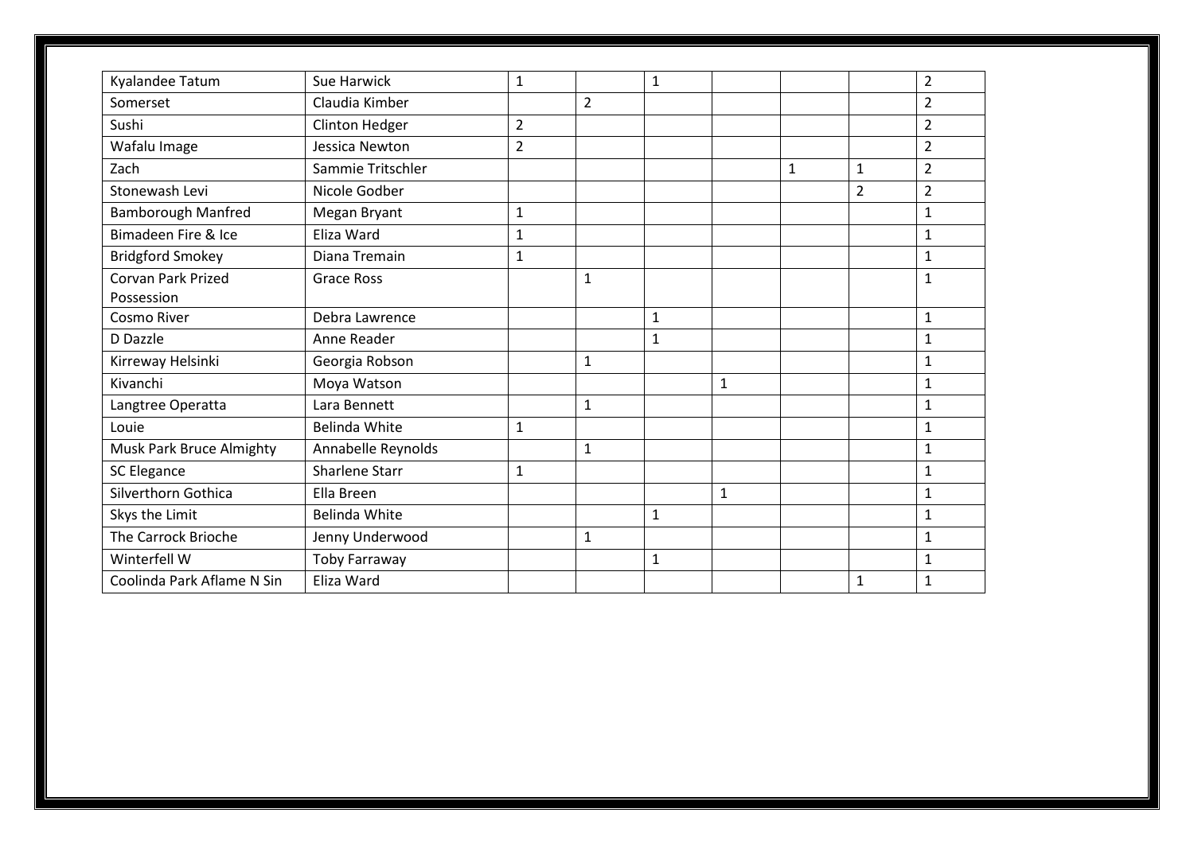| | | | | | | | | |
|---|---|---|---|---|---|---|---|---|
| Kyalandee Tatum | Sue Harwick | 1 | | 1 | | | | 2 |
| Somerset | Claudia Kimber | | 2 | | | | | 2 |
| Sushi | Clinton Hedger | 2 | | | | | | 2 |
| Wafalu Image | Jessica Newton | 2 | | | | | | 2 |
| Zach | Sammie Tritschler | | | | | 1 | 1 | 2 |
| Stonewash Levi | Nicole Godber | | | | | | 2 | 2 |
| Bamborough Manfred | Megan Bryant | 1 | | | | | | 1 |
| Bimadeen Fire & Ice | Eliza Ward | 1 | | | | | | 1 |
| Bridgford Smokey | Diana Tremain | 1 | | | | | | 1 |
| Corvan Park Prized Possession | Grace Ross | | 1 | | | | | 1 |
| Cosmo River | Debra Lawrence | | | 1 | | | | 1 |
| D Dazzle | Anne Reader | | | 1 | | | | 1 |
| Kirreway Helsinki | Georgia Robson | | 1 | | | | | 1 |
| Kivanchi | Moya Watson | | | | 1 | | | 1 |
| Langtree Operatta | Lara Bennett | | 1 | | | | | 1 |
| Louie | Belinda White | 1 | | | | | | 1 |
| Musk Park Bruce Almighty | Annabelle Reynolds | | 1 | | | | | 1 |
| SC Elegance | Sharlene Starr | 1 | | | | | | 1 |
| Silverthorn Gothica | Ella Breen | | | | 1 | | | 1 |
| Skys the Limit | Belinda White | | | 1 | | | | 1 |
| The Carrock Brioche | Jenny Underwood | | 1 | | | | | 1 |
| Winterfell W | Toby Farraway | | | 1 | | | | 1 |
| Coolinda Park Aflame N Sin | Eliza Ward | | | | | | 1 | 1 |